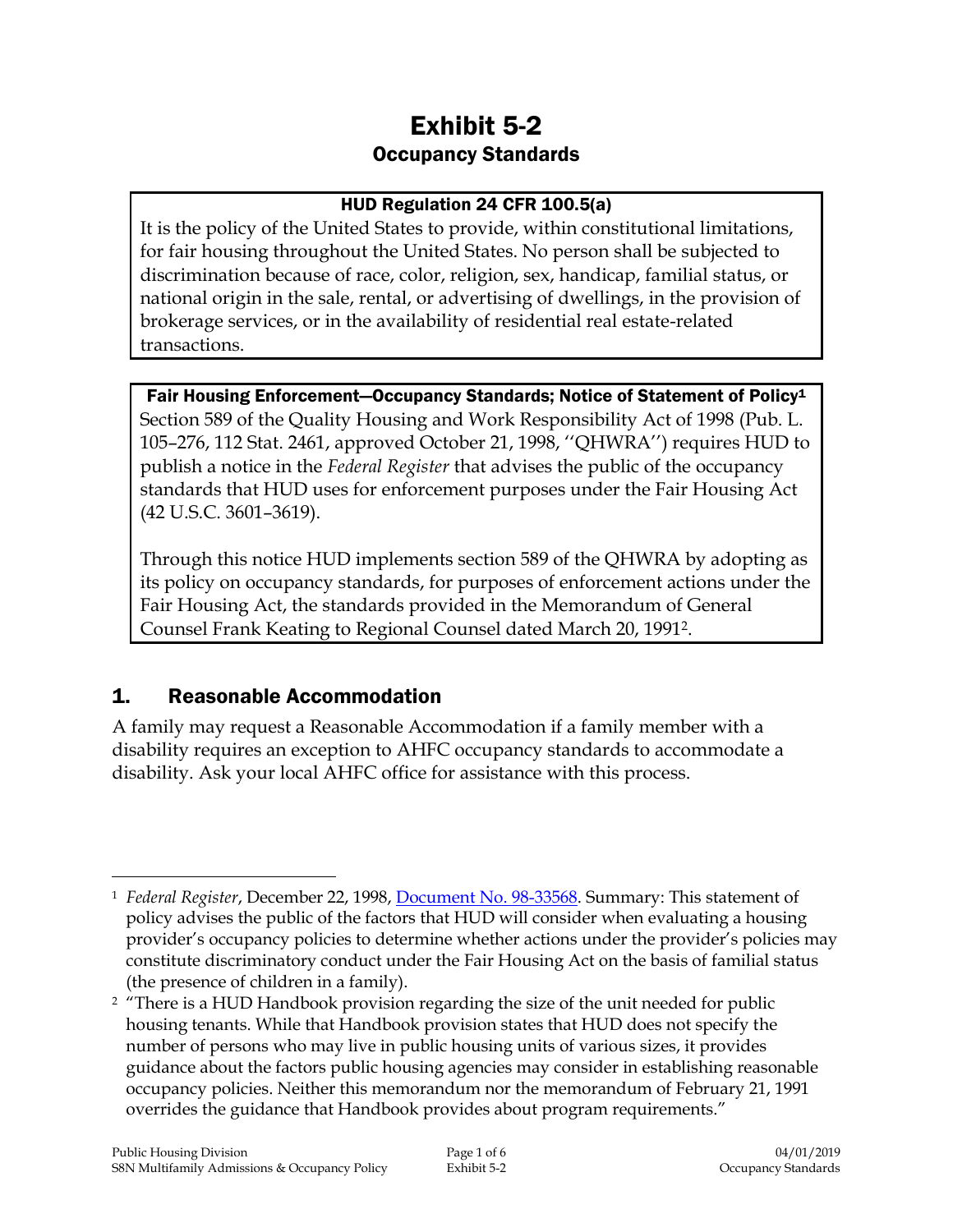# Exhibit 5-2

## Occupancy Standards

**HUD Regulation 24 CFR 100.5(a)**

It is the policy of the United States to provide, within constitutional limitations, for fair housing throughout the United States. No person shall be subjected to discrimination because of race, color, religion, sex, handicap, familial status, or national origin in the sale, rental, or advertising of dwellings, in the provision of brokerage services, or in the availability of residential real estate-related transactions.

**Fair Housing Enforcement—Occupancy Standards; Notice of Statement of Policy[1]**

Section 589 of the Quality Housing and Work Responsibility Act of 1998 (Pub. L. 105–276, 112 Stat. 2461, approved October 21, 1998, ''QHWRA'') requires HUD to publish a notice in the *Federal Register* that advises the public of the occupancy standards that HUD uses for enforcement purposes under the Fair Housing Act (42 U.S.C. 3601–3619).

Through this notice HUD implements section 589 of the QHWRA by adopting as its policy on occupancy standards, for purposes of enforcement actions under the Fair Housing Act, the standards provided in the Memorandum of General Counsel Frank Keating to Regional Counsel dated March 20, 1991[2].

## 1. Reasonable Accommodation

A family may request a Reasonable Accommodation if a family member with a disability requires an exception to AHFC occupancy standards to accommodate a disability. Ask your local AHFC office for assistance with this process.

---

[1] *Federal Register*, December 22, 1998, Document No. 98-33568. Summary: This statement of policy advises the public of the factors that HUD will consider when evaluating a housing provider's occupancy policies to determine whether actions under the provider's policies may constitute discriminatory conduct under the Fair Housing Act on the basis of familial status (the presence of children in a family).

[2] "There is a HUD Handbook provision regarding the size of the unit needed for public housing tenants. While that Handbook provision states that HUD does not specify the number of persons who may live in public housing units of various sizes, it provides guidance about the factors public housing agencies may consider in establishing reasonable occupancy policies. Neither this memorandum nor the memorandum of February 21, 1991 overrides the guidance that Handbook provides about program requirements."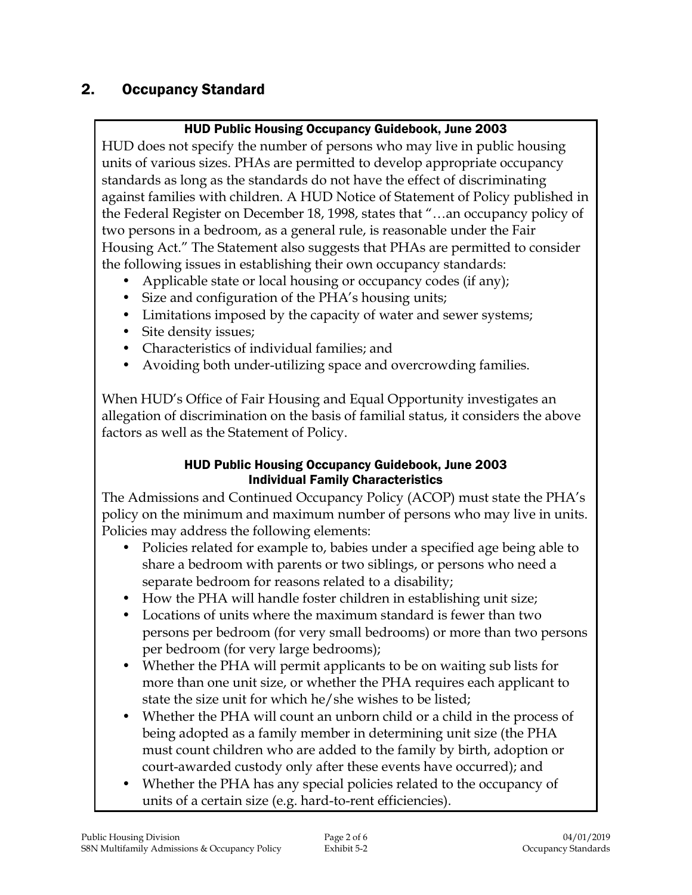## 2. Occupancy Standard

**HUD Public Housing Occupancy Guidebook, June 2003**

HUD does not specify the number of persons who may live in public housing units of various sizes. PHAs are permitted to develop appropriate occupancy standards as long as the standards do not have the effect of discriminating against families with children. A HUD Notice of Statement of Policy published in the Federal Register on December 18, 1998, states that "…an occupancy policy of two persons in a bedroom, as a general rule, is reasonable under the Fair Housing Act." The Statement also suggests that PHAs are permitted to consider the following issues in establishing their own occupancy standards:

- Applicable state or local housing or occupancy codes (if any);
- Size and configuration of the PHA's housing units;
- Limitations imposed by the capacity of water and sewer systems;
- Site density issues;
- Characteristics of individual families; and
- Avoiding both under-utilizing space and overcrowding families.

When HUD's Office of Fair Housing and Equal Opportunity investigates an allegation of discrimination on the basis of familial status, it considers the above factors as well as the Statement of Policy.

**HUD Public Housing Occupancy Guidebook, June 2003**
**Individual Family Characteristics**

The Admissions and Continued Occupancy Policy (ACOP) must state the PHA's policy on the minimum and maximum number of persons who may live in units. Policies may address the following elements:

- Policies related for example to, babies under a specified age being able to share a bedroom with parents or two siblings, or persons who need a separate bedroom for reasons related to a disability;
- How the PHA will handle foster children in establishing unit size;
- Locations of units where the maximum standard is fewer than two persons per bedroom (for very small bedrooms) or more than two persons per bedroom (for very large bedrooms);
- Whether the PHA will permit applicants to be on waiting sub lists for more than one unit size, or whether the PHA requires each applicant to state the size unit for which he/she wishes to be listed;
- Whether the PHA will count an unborn child or a child in the process of being adopted as a family member in determining unit size (the PHA must count children who are added to the family by birth, adoption or court-awarded custody only after these events have occurred); and
- Whether the PHA has any special policies related to the occupancy of units of a certain size (e.g. hard-to-rent efficiencies).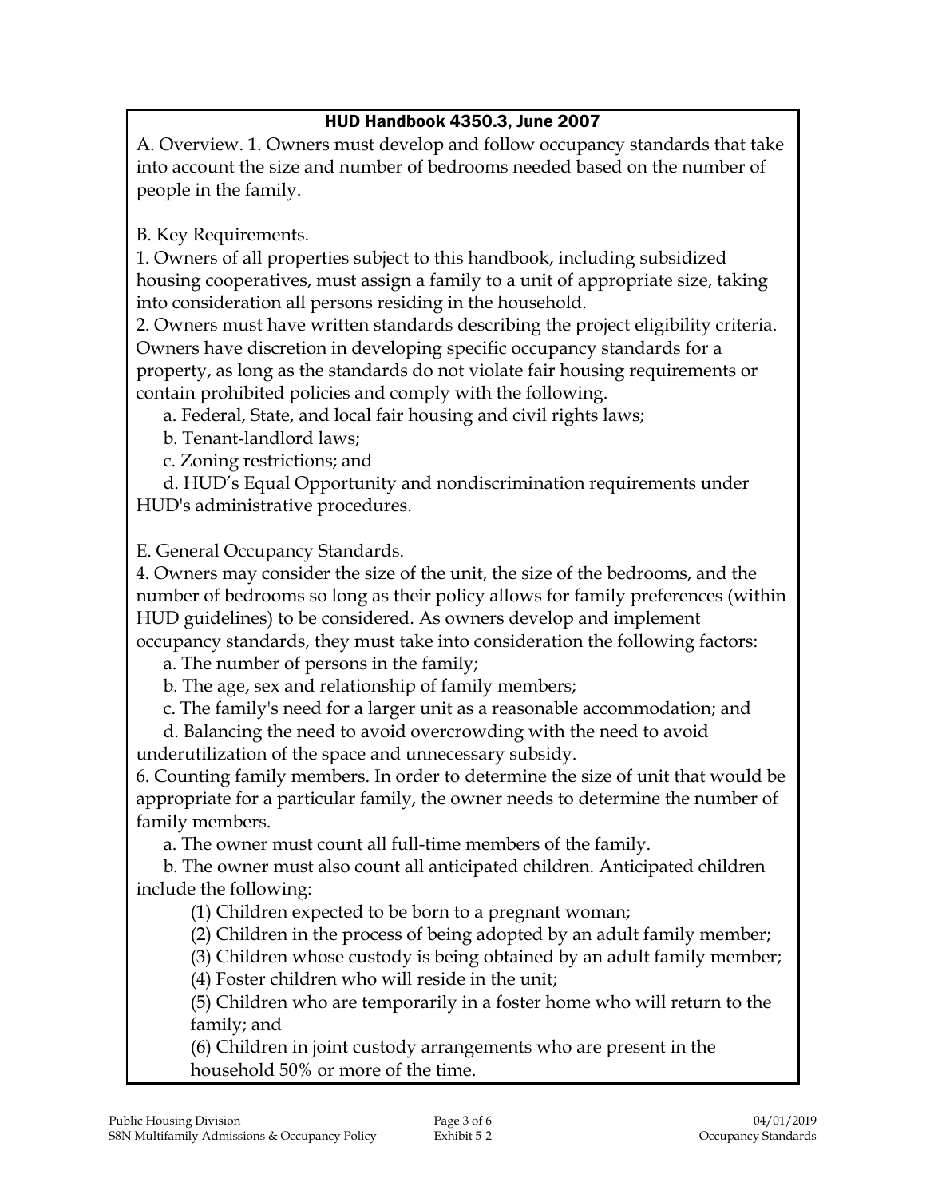## HUD Handbook 4350.3, June 2007

A. Overview. 1. Owners must develop and follow occupancy standards that take into account the size and number of bedrooms needed based on the number of people in the family.

B. Key Requirements.

1. Owners of all properties subject to this handbook, including subsidized housing cooperatives, must assign a family to a unit of appropriate size, taking into consideration all persons residing in the household.
2. Owners must have written standards describing the project eligibility criteria. Owners have discretion in developing specific occupancy standards for a property, as long as the standards do not violate fair housing requirements or contain prohibited policies and comply with the following.
   a. Federal, State, and local fair housing and civil rights laws;
   b. Tenant-landlord laws;
   c. Zoning restrictions; and
   d. HUD's Equal Opportunity and nondiscrimination requirements under HUD's administrative procedures.

E. General Occupancy Standards.

4. Owners may consider the size of the unit, the size of the bedrooms, and the number of bedrooms so long as their policy allows for family preferences (within HUD guidelines) to be considered. As owners develop and implement occupancy standards, they must take into consideration the following factors:
   a. The number of persons in the family;
   b. The age, sex and relationship of family members;
   c. The family's need for a larger unit as a reasonable accommodation; and
   d. Balancing the need to avoid overcrowding with the need to avoid underutilization of the space and unnecessary subsidy.
6. Counting family members. In order to determine the size of unit that would be appropriate for a particular family, the owner needs to determine the number of family members.
   a. The owner must count all full-time members of the family.
   b. The owner must also count all anticipated children. Anticipated children include the following:
      (1) Children expected to be born to a pregnant woman;
      (2) Children in the process of being adopted by an adult family member;
      (3) Children whose custody is being obtained by an adult family member;
      (4) Foster children who will reside in the unit;
      (5) Children who are temporarily in a foster home who will return to the family; and
      (6) Children in joint custody arrangements who are present in the household 50% or more of the time.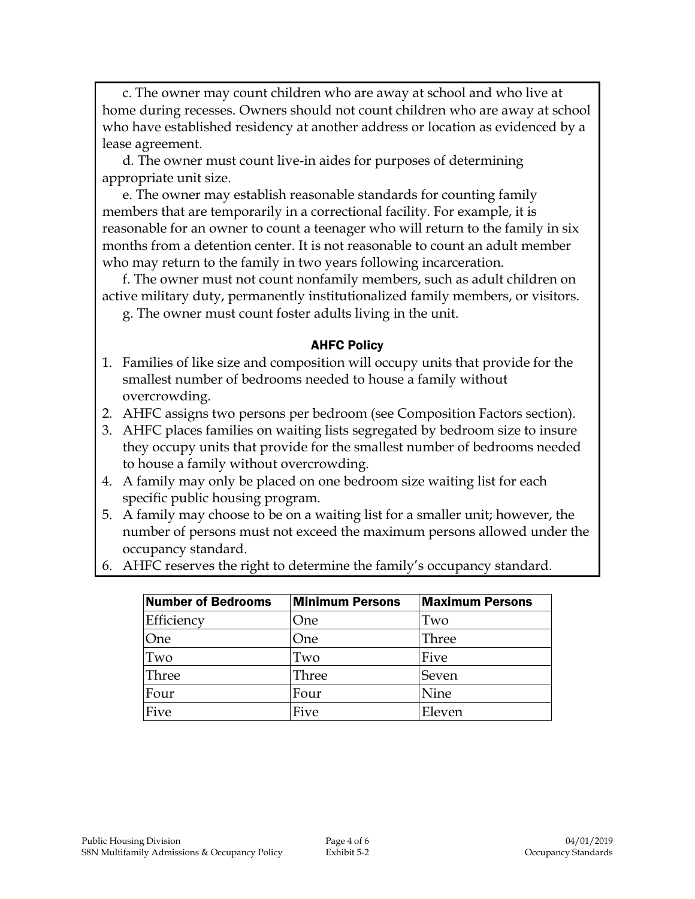c. The owner may count children who are away at school and who live at home during recesses. Owners should not count children who are away at school who have established residency at another address or location as evidenced by a lease agreement.

d. The owner must count live-in aides for purposes of determining appropriate unit size.

e. The owner may establish reasonable standards for counting family members that are temporarily in a correctional facility. For example, it is reasonable for an owner to count a teenager who will return to the family in six months from a detention center. It is not reasonable to count an adult member who may return to the family in two years following incarceration.

f. The owner must not count nonfamily members, such as adult children on active military duty, permanently institutionalized family members, or visitors.

g. The owner must count foster adults living in the unit.

### AHFC Policy

1. Families of like size and composition will occupy units that provide for the smallest number of bedrooms needed to house a family without overcrowding.
2. AHFC assigns two persons per bedroom (see Composition Factors section).
3. AHFC places families on waiting lists segregated by bedroom size to insure they occupy units that provide for the smallest number of bedrooms needed to house a family without overcrowding.
4. A family may only be placed on one bedroom size waiting list for each specific public housing program.
5. A family may choose to be on a waiting list for a smaller unit; however, the number of persons must not exceed the maximum persons allowed under the occupancy standard.
6. AHFC reserves the right to determine the family's occupancy standard.

| Number of Bedrooms | Minimum Persons | Maximum Persons |
| --- | --- | --- |
| Efficiency | One | Two |
| One | One | Three |
| Two | Two | Five |
| Three | Three | Seven |
| Four | Four | Nine |
| Five | Five | Eleven |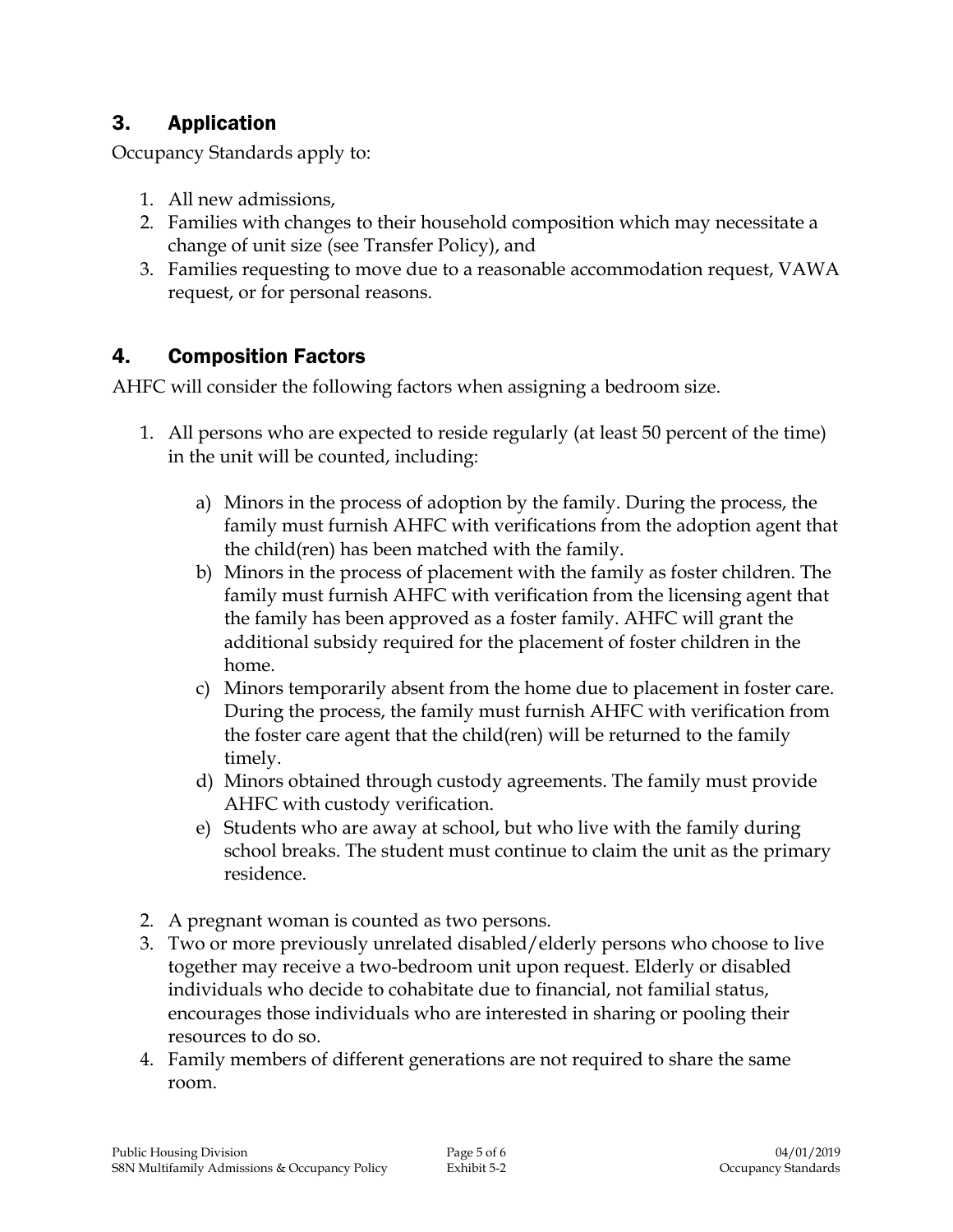## 3. Application

Occupancy Standards apply to:

1. All new admissions,
2. Families with changes to their household composition which may necessitate a change of unit size (see Transfer Policy), and
3. Families requesting to move due to a reasonable accommodation request, VAWA request, or for personal reasons.

## 4. Composition Factors

AHFC will consider the following factors when assigning a bedroom size.

1. All persons who are expected to reside regularly (at least 50 percent of the time) in the unit will be counted, including:

    a) Minors in the process of adoption by the family. During the process, the family must furnish AHFC with verifications from the adoption agent that the child(ren) has been matched with the family.
    
    b) Minors in the process of placement with the family as foster children. The family must furnish AHFC with verification from the licensing agent that the family has been approved as a foster family. AHFC will grant the additional subsidy required for the placement of foster children in the home.
    
    c) Minors temporarily absent from the home due to placement in foster care. During the process, the family must furnish AHFC with verification from the foster care agent that the child(ren) will be returned to the family timely.
    
    d) Minors obtained through custody agreements. The family must provide AHFC with custody verification.
    
    e) Students who are away at school, but who live with the family during school breaks. The student must continue to claim the unit as the primary residence.

2. A pregnant woman is counted as two persons.
3. Two or more previously unrelated disabled/elderly persons who choose to live together may receive a two-bedroom unit upon request. Elderly or disabled individuals who decide to cohabitate due to financial, not familial status, encourages those individuals who are interested in sharing or pooling their resources to do so.
4. Family members of different generations are not required to share the same room.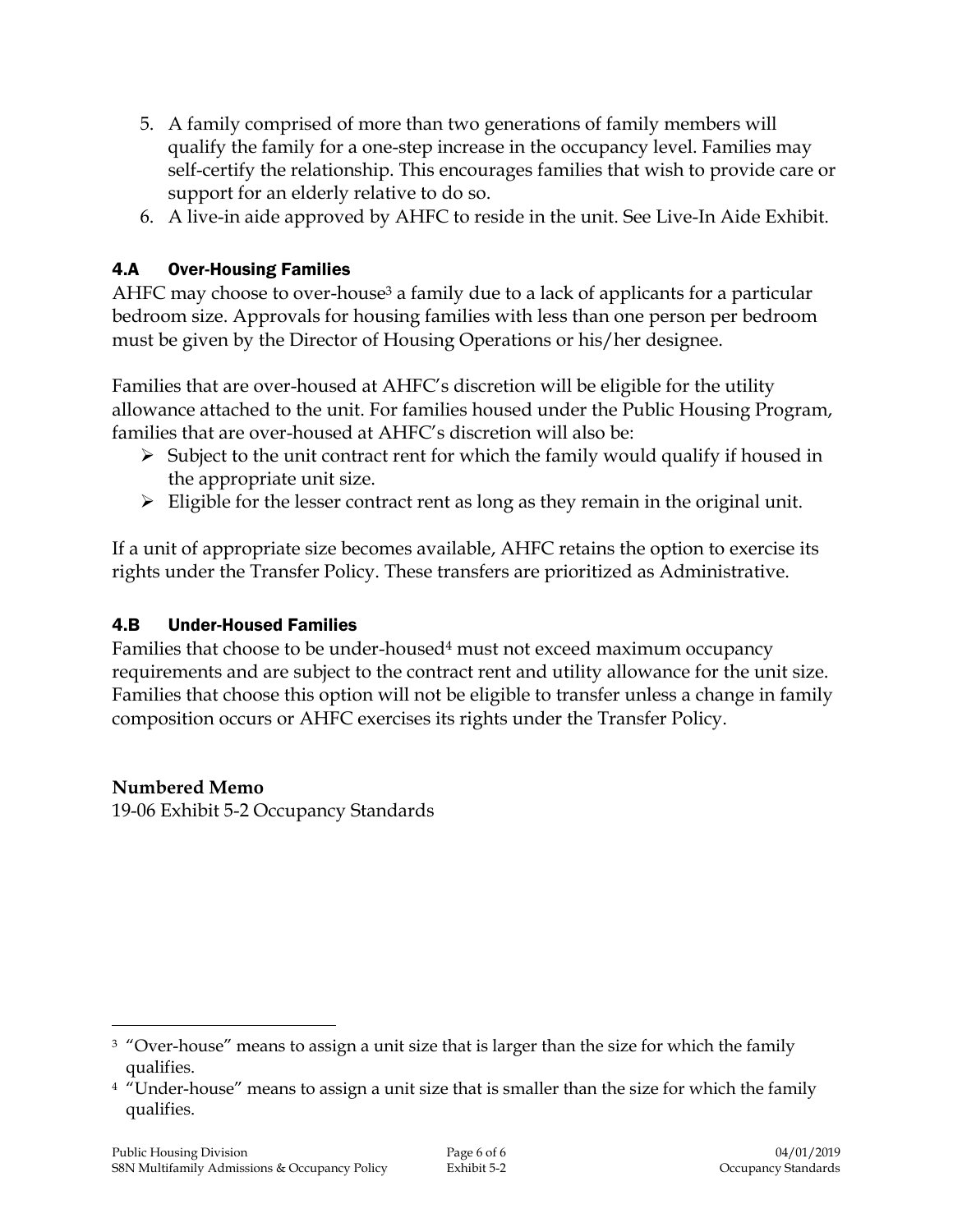5. A family comprised of more than two generations of family members will qualify the family for a one-step increase in the occupancy level. Families may self-certify the relationship. This encourages families that wish to provide care or support for an elderly relative to do so.
6. A live-in aide approved by AHFC to reside in the unit. See Live-In Aide Exhibit.

## 4.A Over-Housing Families

AHFC may choose to over-house[3] a family due to a lack of applicants for a particular bedroom size. Approvals for housing families with less than one person per bedroom must be given by the Director of Housing Operations or his/her designee.

Families that are over-housed at AHFC's discretion will be eligible for the utility allowance attached to the unit. For families housed under the Public Housing Program, families that are over-housed at AHFC's discretion will also be:

- Subject to the unit contract rent for which the family would qualify if housed in the appropriate unit size.
- Eligible for the lesser contract rent as long as they remain in the original unit.

If a unit of appropriate size becomes available, AHFC retains the option to exercise its rights under the Transfer Policy. These transfers are prioritized as Administrative.

## 4.B Under-Housed Families

Families that choose to be under-housed[4] must not exceed maximum occupancy requirements and are subject to the contract rent and utility allowance for the unit size. Families that choose this option will not be eligible to transfer unless a change in family composition occurs or AHFC exercises its rights under the Transfer Policy.

**Numbered Memo**

19-06 Exhibit 5-2 Occupancy Standards

---

[3] "Over-house" means to assign a unit size that is larger than the size for which the family qualifies.

[4] "Under-house" means to assign a unit size that is smaller than the size for which the family qualifies.